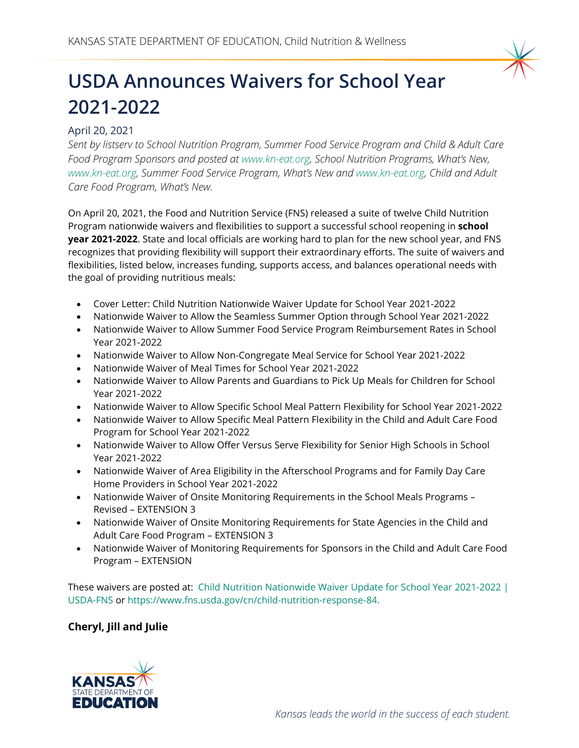# USDA Announces Waivers for School Year 2021-2022

April 20, 2021

*Sent by listserv to School Nutrition Program, Summer Food Service Program and Child & Adult Care Food Program Sponsors and posted at www.kn-eat.org, School Nutrition Programs, What's New, www.kn-eat.org, Summer Food Service Program, What's New and www.kn-eat.org, Child and Adult Care Food Program, What's New.*

On April 20, 2021, the Food and Nutrition Service (FNS) released a suite of twelve Child Nutrition Program nationwide waivers and flexibilities to support a successful school reopening in **school year 2021-2022**. State and local officials are working hard to plan for the new school year, and FNS recognizes that providing flexibility will support their extraordinary efforts. The suite of waivers and flexibilities, listed below, increases funding, supports access, and balances operational needs with the goal of providing nutritious meals:

- Cover Letter: Child Nutrition Nationwide Waiver Update for School Year 2021-2022
- Nationwide Waiver to Allow the Seamless Summer Option through School Year 2021-2022
- Nationwide Waiver to Allow Summer Food Service Program Reimbursement Rates in School Year 2021-2022
- Nationwide Waiver to Allow Non-Congregate Meal Service for School Year 2021-2022
- Nationwide Waiver of Meal Times for School Year 2021-2022
- Nationwide Waiver to Allow Parents and Guardians to Pick Up Meals for Children for School Year 2021-2022
- Nationwide Waiver to Allow Specific School Meal Pattern Flexibility for School Year 2021-2022
- Nationwide Waiver to Allow Specific Meal Pattern Flexibility in the Child and Adult Care Food Program for School Year 2021-2022
- Nationwide Waiver to Allow Offer Versus Serve Flexibility for Senior High Schools in School Year 2021-2022
- Nationwide Waiver of Area Eligibility in the Afterschool Programs and for Family Day Care Home Providers in School Year 2021-2022
- Nationwide Waiver of Onsite Monitoring Requirements in the School Meals Programs – Revised – EXTENSION 3
- Nationwide Waiver of Onsite Monitoring Requirements for State Agencies in the Child and Adult Care Food Program – EXTENSION 3
- Nationwide Waiver of Monitoring Requirements for Sponsors in the Child and Adult Care Food Program – EXTENSION

These waivers are posted at: Child Nutrition Nationwide Waiver Update for School Year 2021-2022 | USDA-FNS or https://www.fns.usda.gov/cn/child-nutrition-response-84.

**Cheryl, Jill and Julie**

*Kansas leads the world in the success of each student.*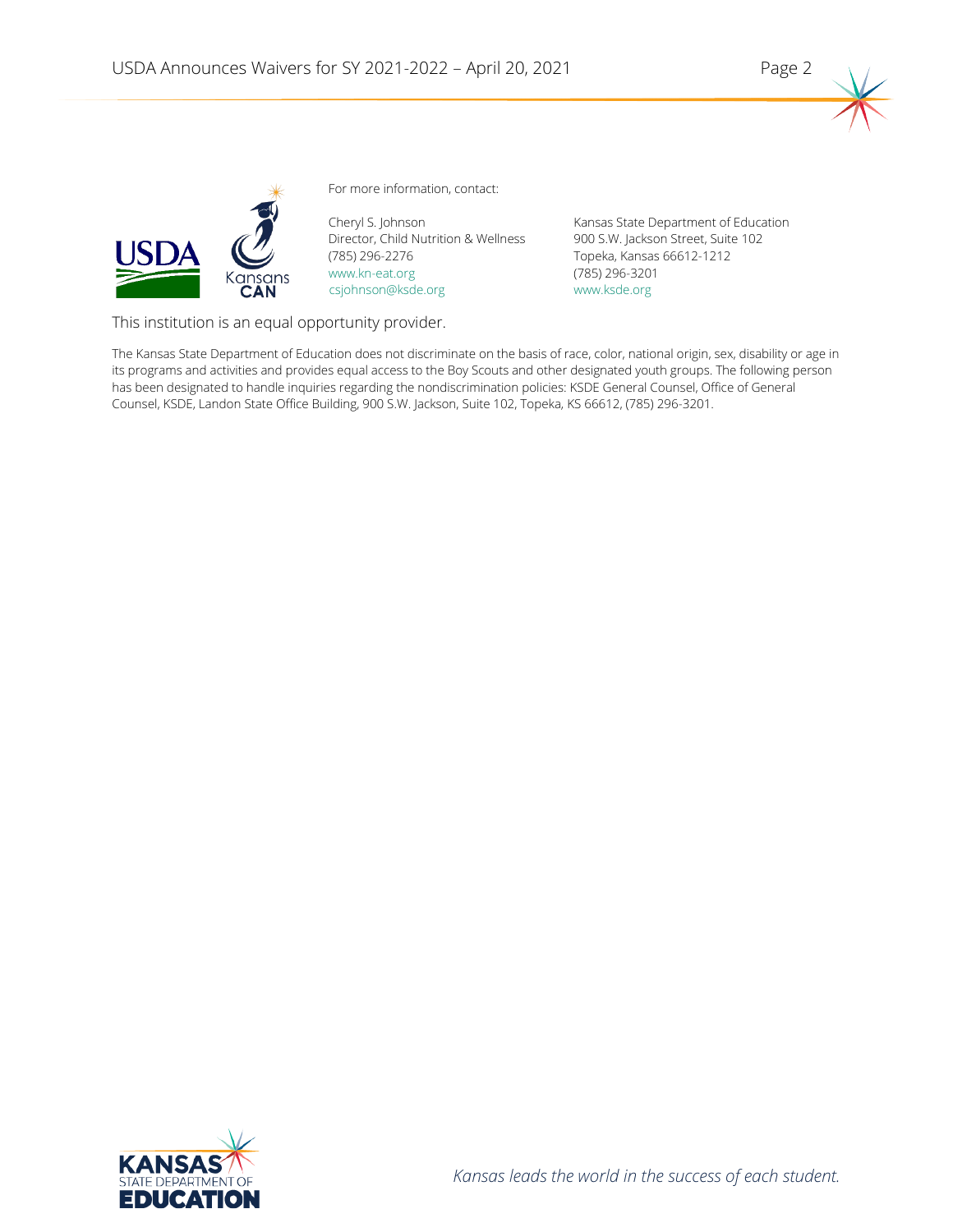For more information, contact:

Cheryl S. Johnson
Director, Child Nutrition & Wellness
(785) 296-2276
www.kn-eat.org
csjohnson@ksde.org

Kansas State Department of Education
900 S.W. Jackson Street, Suite 102
Topeka, Kansas 66612-1212
(785) 296-3201
www.ksde.org

This institution is an equal opportunity provider.

The Kansas State Department of Education does not discriminate on the basis of race, color, national origin, sex, disability or age in its programs and activities and provides equal access to the Boy Scouts and other designated youth groups. The following person has been designated to handle inquiries regarding the nondiscrimination policies: KSDE General Counsel, Office of General Counsel, KSDE, Landon State Office Building, 900 S.W. Jackson, Suite 102, Topeka, KS 66612, (785) 296-3201.

*Kansas leads the world in the success of each student.*